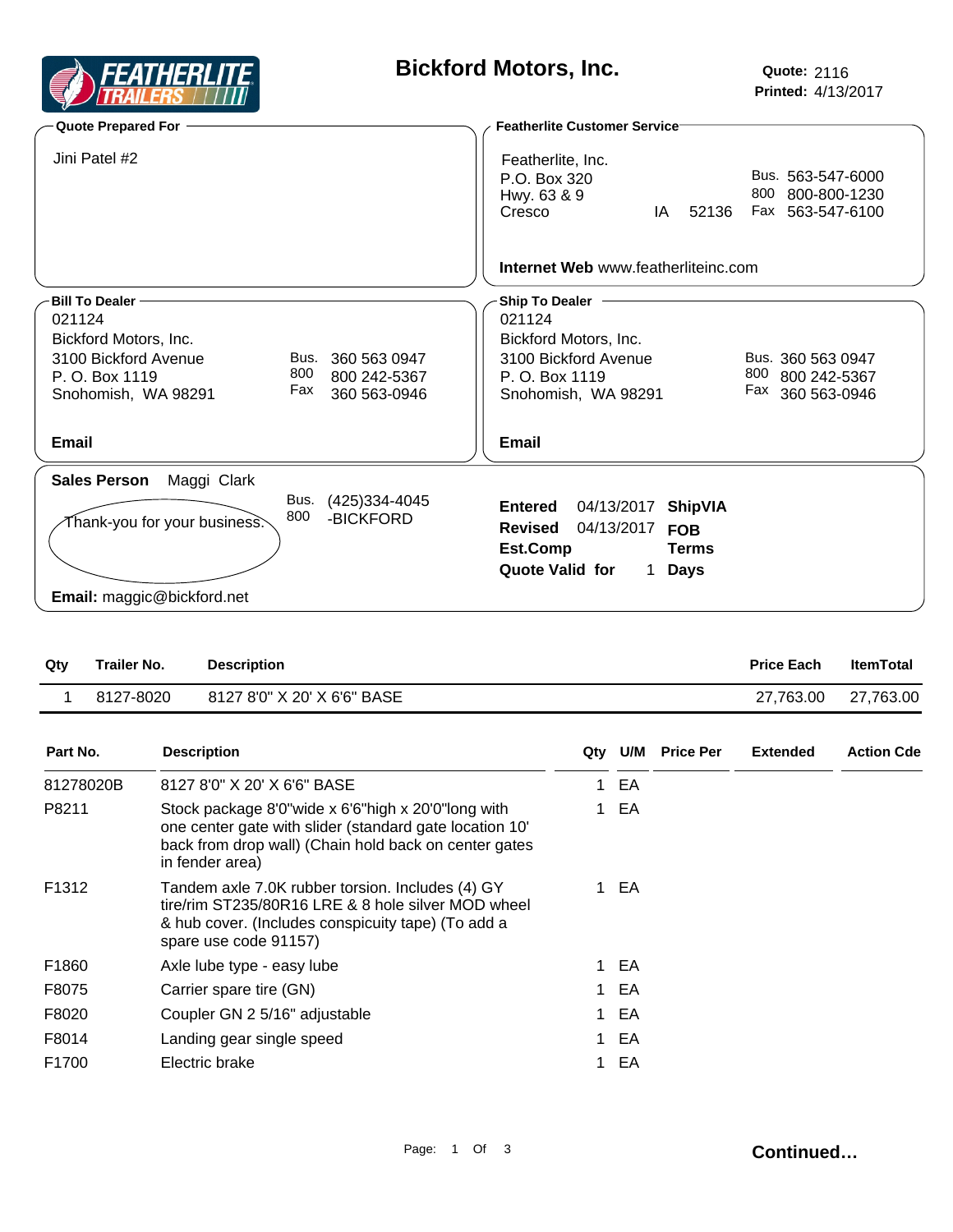# Bickford Motors, Inc.

**Quote:** 2116
**Printed:** 4/13/2017

**Quote Prepared For**

Jini Patel #2

**Featherlite Customer Service**

Featherlite, Inc.
P.O. Box 320
Hwy. 63 & 9
Cresco IA 52136

Bus. 563-547-6000
800 800-800-1230
Fax 563-547-6100

**Internet Web** www.featherliteinc.com

**Bill To Dealer**

021124
Bickford Motors, Inc.
3100 Bickford Avenue
P. O. Box 1119
Snohomish, WA 98291

Bus. 360 563 0947
800 800 242-5367
Fax 360 563-0946

**Email**

**Ship To Dealer**

021124
Bickford Motors, Inc.
3100 Bickford Avenue
P. O. Box 1119
Snohomish, WA 98291

Bus. 360 563 0947
800 800 242-5367
Fax 360 563-0946

**Email**

**Sales Person** Maggi Clark

Bus. (425)334-4045
800 -BICKFORD

Thank-you for your business.

**Email:** maggic@bickford.net

**Entered** 04/13/2017 **ShipVIA**
**Revised** 04/13/2017 **FOB**
**Est.Comp** **Terms**
**Quote Valid for** 1 **Days**

| Qty | Trailer No. | Description | Price Each | ItemTotal |
|---|---|---|---|---|
| 1 | 8127-8020 | 8127 8'0" X 20' X 6'6" BASE | 27,763.00 | 27,763.00 |

| Part No. | Description | Qty | U/M | Price Per | Extended | Action Cde |
|---|---|---|---|---|---|---|
| 81278020B | 8127 8'0" X 20' X 6'6" BASE | 1 | EA | | | |
| P8211 | Stock package 8'0"wide x 6'6"high x 20'0"long with one center gate with slider (standard gate location 10' back from drop wall) (Chain hold back on center gates in fender area) | 1 | EA | | | |
| F1312 | Tandem axle 7.0K rubber torsion. Includes (4) GY tire/rim ST235/80R16 LRE & 8 hole silver MOD wheel & hub cover. (Includes conspicuity tape) (To add a spare use code 91157) | 1 | EA | | | |
| F1860 | Axle lube type - easy lube | 1 | EA | | | |
| F8075 | Carrier spare tire (GN) | 1 | EA | | | |
| F8020 | Coupler GN 2 5/16" adjustable | 1 | EA | | | |
| F8014 | Landing gear single speed | 1 | EA | | | |
| F1700 | Electric brake | 1 | EA | | | |

**Continued…**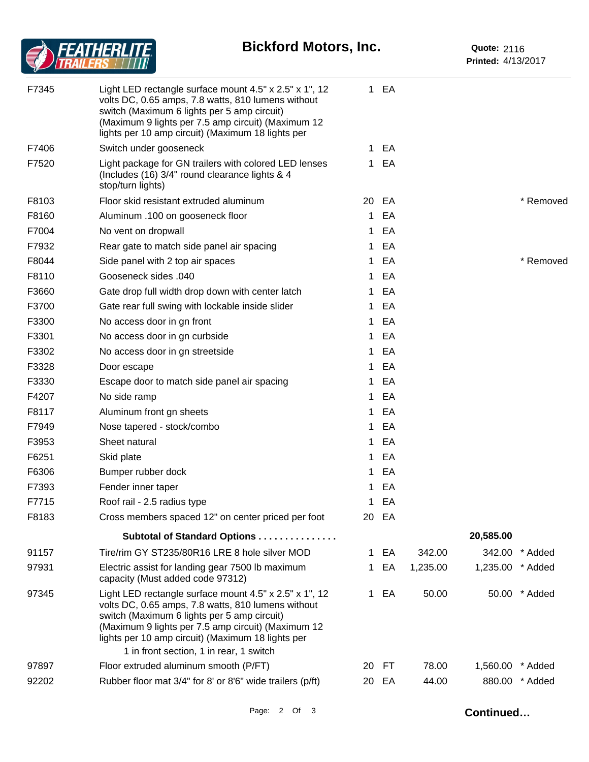| Code | Description | Qty | Unit | Unit Price | Total | Status |
|---|---|---|---|---|---|---|
| F7345 | Light LED rectangle surface mount 4.5" x 2.5" x 1", 12 volts DC, 0.65 amps, 7.8 watts, 810 lumens without switch (Maximum 6 lights per 5 amp circuit) (Maximum 9 lights per 7.5 amp circuit) (Maximum 12 lights per 10 amp circuit) (Maximum 18 lights per | 1 | EA | | | |
| F7406 | Switch under gooseneck | 1 | EA | | | |
| F7520 | Light package for GN trailers with colored LED lenses (Includes (16) 3/4" round clearance lights & 4 stop/turn lights) | 1 | EA | | | |
| F8103 | Floor skid resistant extruded aluminum | 20 | EA | | | * Removed |
| F8160 | Aluminum .100 on gooseneck floor | 1 | EA | | | |
| F7004 | No vent on dropwall | 1 | EA | | | |
| F7932 | Rear gate to match side panel air spacing | 1 | EA | | | |
| F8044 | Side panel with 2 top air spaces | 1 | EA | | | * Removed |
| F8110 | Gooseneck sides .040 | 1 | EA | | | |
| F3660 | Gate drop full width drop down with center latch | 1 | EA | | | |
| F3700 | Gate rear full swing with lockable inside slider | 1 | EA | | | |
| F3300 | No access door in gn front | 1 | EA | | | |
| F3301 | No access door in gn curbside | 1 | EA | | | |
| F3302 | No access door in gn streetside | 1 | EA | | | |
| F3328 | Door escape | 1 | EA | | | |
| F3330 | Escape door to match side panel air spacing | 1 | EA | | | |
| F4207 | No side ramp | 1 | EA | | | |
| F8117 | Aluminum front gn sheets | 1 | EA | | | |
| F7949 | Nose tapered - stock/combo | 1 | EA | | | |
| F3953 | Sheet natural | 1 | EA | | | |
| F6251 | Skid plate | 1 | EA | | | |
| F6306 | Bumper rubber dock | 1 | EA | | | |
| F7393 | Fender inner taper | 1 | EA | | | |
| F7715 | Roof rail - 2.5 radius type | 1 | EA | | | |
| F8183 | Cross members spaced 12" on center priced per foot | 20 | EA | | | |
| | **Subtotal of Standard Options ...............** | | | | **20,585.00** | |
| 91157 | Tire/rim GY ST235/80R16 LRE 8 hole silver MOD | 1 | EA | 342.00 | 342.00 | * Added |
| 97931 | Electric assist for landing gear 7500 lb maximum capacity (Must added code 97312) | 1 | EA | 1,235.00 | 1,235.00 | * Added |
| 97345 | Light LED rectangle surface mount 4.5" x 2.5" x 1", 12 volts DC, 0.65 amps, 7.8 watts, 810 lumens without switch (Maximum 6 lights per 5 amp circuit) (Maximum 9 lights per 7.5 amp circuit) (Maximum 12 lights per 10 amp circuit) (Maximum 18 lights per 1 in front section, 1 in rear, 1 switch | 1 | EA | 50.00 | 50.00 | * Added |
| 97897 | Floor extruded aluminum smooth (P/FT) | 20 | FT | 78.00 | 1,560.00 | * Added |
| 92202 | Rubber floor mat 3/4" for 8' or 8'6" wide trailers (p/ft) | 20 | EA | 44.00 | 880.00 | * Added |

**Continued…**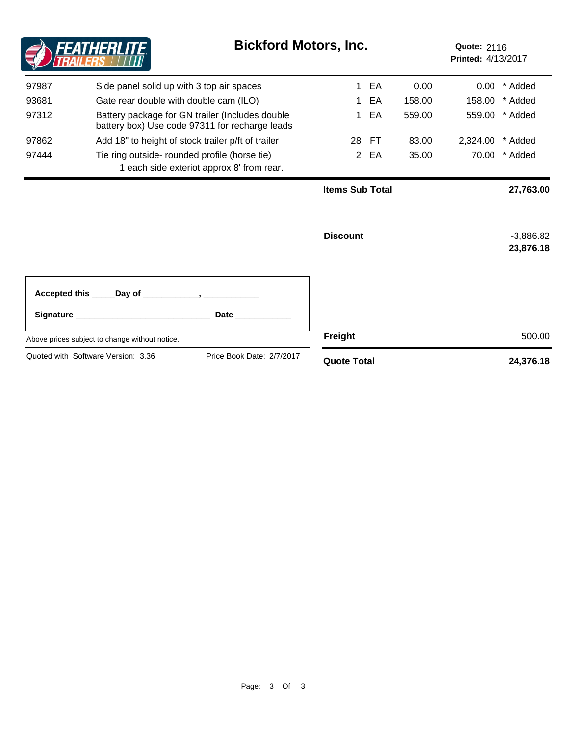**Bickford Motors, Inc.**

**Quote:** 2116
**Printed:** 4/13/2017

| | | | | | | |
|---|---|---|---|---|---|---|
| 97987 | Side panel solid up with 3 top air spaces | 1 | EA | 0.00 | 0.00 | * Added |
| 93681 | Gate rear double with double cam (ILO) | 1 | EA | 158.00 | 158.00 | * Added |
| 97312 | Battery package for GN trailer (Includes double battery box) Use code 97311 for recharge leads | 1 | EA | 559.00 | 559.00 | * Added |
| 97862 | Add 18" to height of stock trailer p/ft of trailer | 28 | FT | 83.00 | 2,324.00 | * Added |
| 97444 | Tie ring outside- rounded profile (horse tie) 1 each side exteriot approx 8' from rear. | 2 | EA | 35.00 | 70.00 | * Added |

| | |
|---|---|
| **Items Sub Total** | **27,763.00** |
| **Discount** | -3,886.82 |
| | **23,876.18** |
| **Freight** | 500.00 |
| **Quote Total** | **24,376.18** |

**Accepted this** _____**Day of** ____________, ____________

**Signature** ______________________________ **Date** ____________

Above prices subject to change without notice.

Quoted with Software Version: 3.36 Price Book Date: 2/7/2017